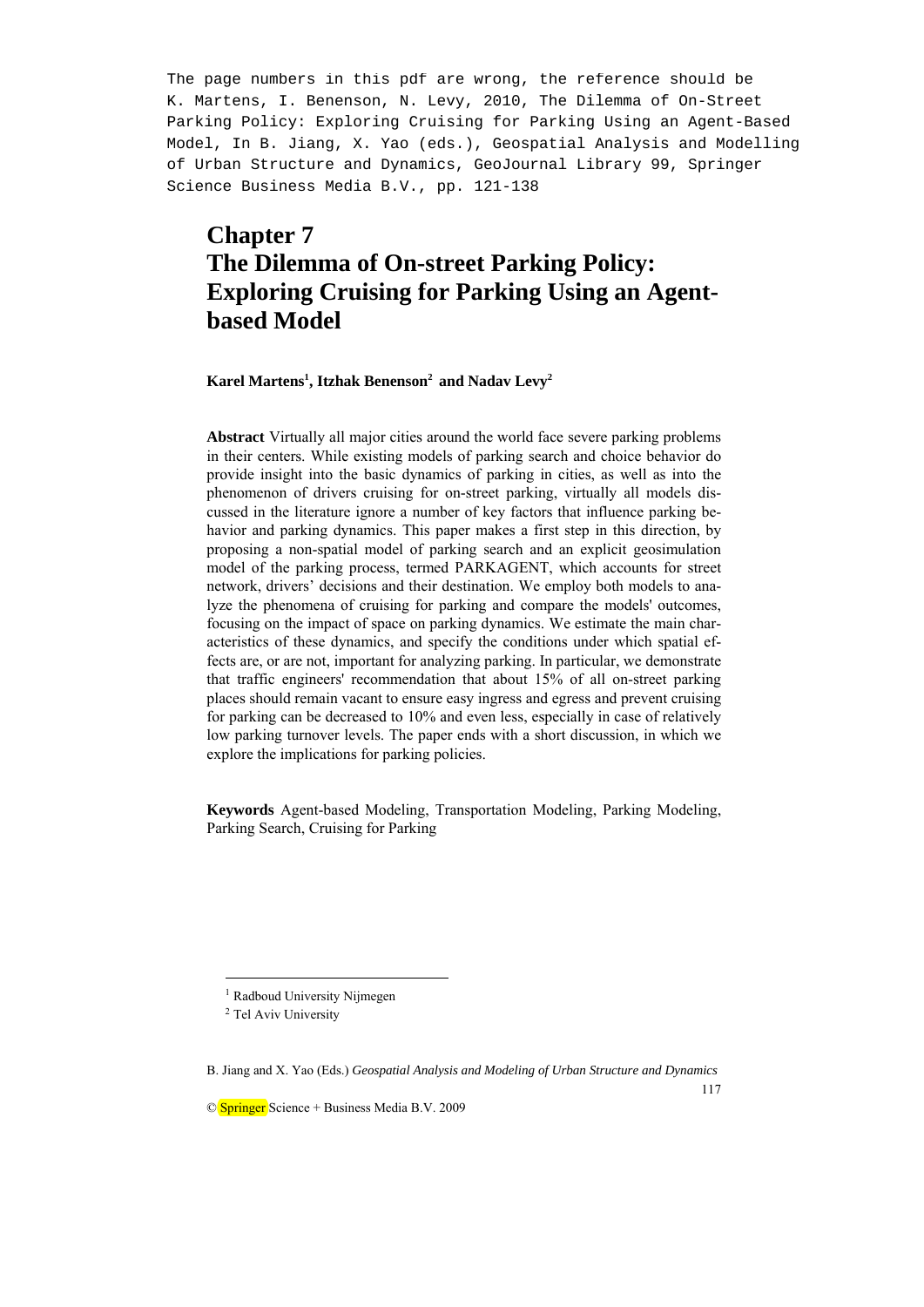The page numbers in this pdf are wrong, the reference should be K. Martens, I. Benenson, N. Levy, 2010, The Dilemma of On-Street Parking Policy: Exploring Cruising for Parking Using an Agent-Based Model, In B. Jiang, X. Yao (eds.), Geospatial Analysis and Modelling of Urban Structure and Dynamics, GeoJournal Library 99, Springer Science Business Media B.V., pp. 121-138

# Chapter 7
# The Dilemma of On-street Parking Policy: Exploring Cruising for Parking Using an Agent-based Model

**Karel Martens[1], Itzhak Benenson[2] and Nadav Levy[2]**

**Abstract** Virtually all major cities around the world face severe parking problems in their centers. While existing models of parking search and choice behavior do provide insight into the basic dynamics of parking in cities, as well as into the phenomenon of drivers cruising for on-street parking, virtually all models discussed in the literature ignore a number of key factors that influence parking behavior and parking dynamics. This paper makes a first step in this direction, by proposing a non-spatial model of parking search and an explicit geosimulation model of the parking process, termed PARKAGENT, which accounts for street network, drivers' decisions and their destination. We employ both models to analyze the phenomena of cruising for parking and compare the models' outcomes, focusing on the impact of space on parking dynamics. We estimate the main characteristics of these dynamics, and specify the conditions under which spatial effects are, or are not, important for analyzing parking. In particular, we demonstrate that traffic engineers' recommendation that about 15% of all on-street parking places should remain vacant to ensure easy ingress and egress and prevent cruising for parking can be decreased to 10% and even less, especially in case of relatively low parking turnover levels. The paper ends with a short discussion, in which we explore the implications for parking policies.

**Keywords** Agent-based Modeling, Transportation Modeling, Parking Modeling, Parking Search, Cruising for Parking

[1] Radboud University Nijmegen

[2] Tel Aviv University

B. Jiang and X. Yao (Eds.) *Geospatial Analysis and Modeling of Urban Structure and Dynamics*

© Springer Science + Business Media B.V. 2009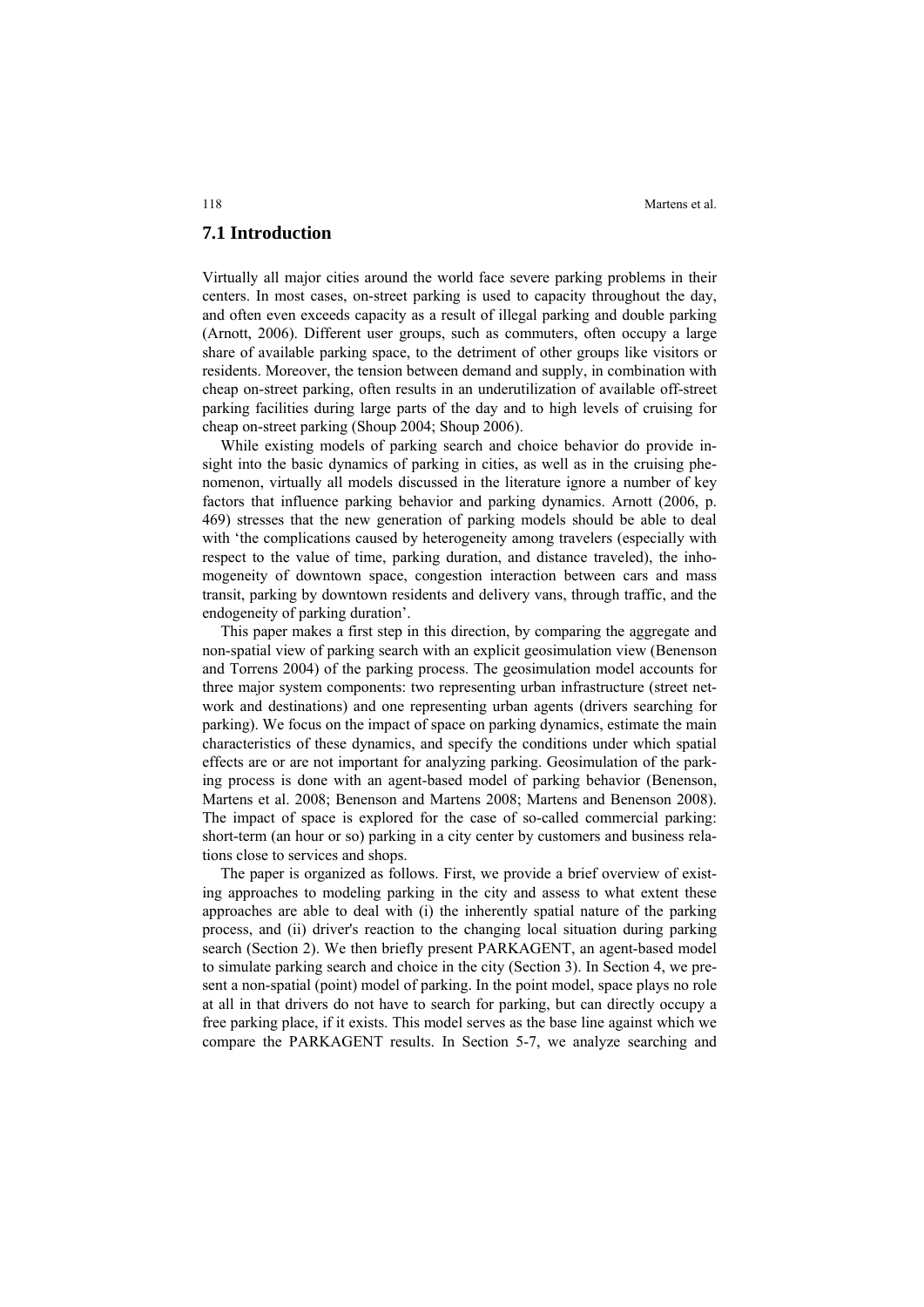## 7.1 Introduction

Virtually all major cities around the world face severe parking problems in their centers. In most cases, on-street parking is used to capacity throughout the day, and often even exceeds capacity as a result of illegal parking and double parking (Arnott, 2006). Different user groups, such as commuters, often occupy a large share of available parking space, to the detriment of other groups like visitors or residents. Moreover, the tension between demand and supply, in combination with cheap on-street parking, often results in an underutilization of available off-street parking facilities during large parts of the day and to high levels of cruising for cheap on-street parking (Shoup 2004; Shoup 2006).

While existing models of parking search and choice behavior do provide insight into the basic dynamics of parking in cities, as well as in the cruising phenomenon, virtually all models discussed in the literature ignore a number of key factors that influence parking behavior and parking dynamics. Arnott (2006, p. 469) stresses that the new generation of parking models should be able to deal with 'the complications caused by heterogeneity among travelers (especially with respect to the value of time, parking duration, and distance traveled), the inhomogeneity of downtown space, congestion interaction between cars and mass transit, parking by downtown residents and delivery vans, through traffic, and the endogeneity of parking duration'.

This paper makes a first step in this direction, by comparing the aggregate and non-spatial view of parking search with an explicit geosimulation view (Benenson and Torrens 2004) of the parking process. The geosimulation model accounts for three major system components: two representing urban infrastructure (street network and destinations) and one representing urban agents (drivers searching for parking). We focus on the impact of space on parking dynamics, estimate the main characteristics of these dynamics, and specify the conditions under which spatial effects are or are not important for analyzing parking. Geosimulation of the parking process is done with an agent-based model of parking behavior (Benenson, Martens et al. 2008; Benenson and Martens 2008; Martens and Benenson 2008). The impact of space is explored for the case of so-called commercial parking: short-term (an hour or so) parking in a city center by customers and business relations close to services and shops.

The paper is organized as follows. First, we provide a brief overview of existing approaches to modeling parking in the city and assess to what extent these approaches are able to deal with (i) the inherently spatial nature of the parking process, and (ii) driver's reaction to the changing local situation during parking search (Section 2). We then briefly present PARKAGENT, an agent-based model to simulate parking search and choice in the city (Section 3). In Section 4, we present a non-spatial (point) model of parking. In the point model, space plays no role at all in that drivers do not have to search for parking, but can directly occupy a free parking place, if it exists. This model serves as the base line against which we compare the PARKAGENT results. In Section 5-7, we analyze searching and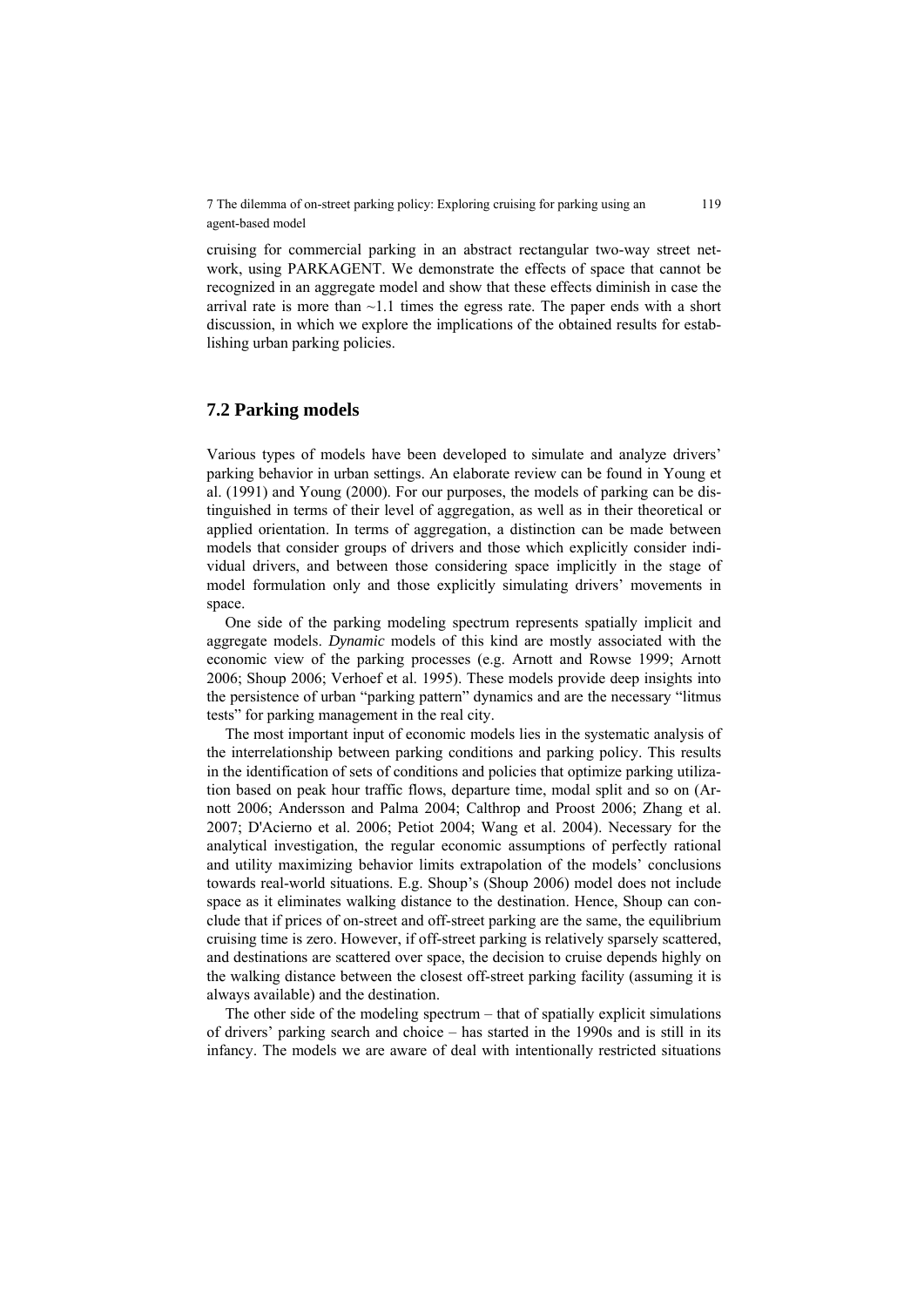cruising for commercial parking in an abstract rectangular two-way street network, using PARKAGENT. We demonstrate the effects of space that cannot be recognized in an aggregate model and show that these effects diminish in case the arrival rate is more than ~1.1 times the egress rate. The paper ends with a short discussion, in which we explore the implications of the obtained results for establishing urban parking policies.

## 7.2 Parking models

Various types of models have been developed to simulate and analyze drivers' parking behavior in urban settings. An elaborate review can be found in Young et al. (1991) and Young (2000). For our purposes, the models of parking can be distinguished in terms of their level of aggregation, as well as in their theoretical or applied orientation. In terms of aggregation, a distinction can be made between models that consider groups of drivers and those which explicitly consider individual drivers, and between those considering space implicitly in the stage of model formulation only and those explicitly simulating drivers' movements in space.

One side of the parking modeling spectrum represents spatially implicit and aggregate models. *Dynamic* models of this kind are mostly associated with the economic view of the parking processes (e.g. Arnott and Rowse 1999; Arnott 2006; Shoup 2006; Verhoef et al. 1995). These models provide deep insights into the persistence of urban "parking pattern" dynamics and are the necessary "litmus tests" for parking management in the real city.

The most important input of economic models lies in the systematic analysis of the interrelationship between parking conditions and parking policy. This results in the identification of sets of conditions and policies that optimize parking utilization based on peak hour traffic flows, departure time, modal split and so on (Arnott 2006; Andersson and Palma 2004; Calthrop and Proost 2006; Zhang et al. 2007; D'Acierno et al. 2006; Petiot 2004; Wang et al. 2004). Necessary for the analytical investigation, the regular economic assumptions of perfectly rational and utility maximizing behavior limits extrapolation of the models' conclusions towards real-world situations. E.g. Shoup's (Shoup 2006) model does not include space as it eliminates walking distance to the destination. Hence, Shoup can conclude that if prices of on-street and off-street parking are the same, the equilibrium cruising time is zero. However, if off-street parking is relatively sparsely scattered, and destinations are scattered over space, the decision to cruise depends highly on the walking distance between the closest off-street parking facility (assuming it is always available) and the destination.

The other side of the modeling spectrum – that of spatially explicit simulations of drivers' parking search and choice – has started in the 1990s and is still in its infancy. The models we are aware of deal with intentionally restricted situations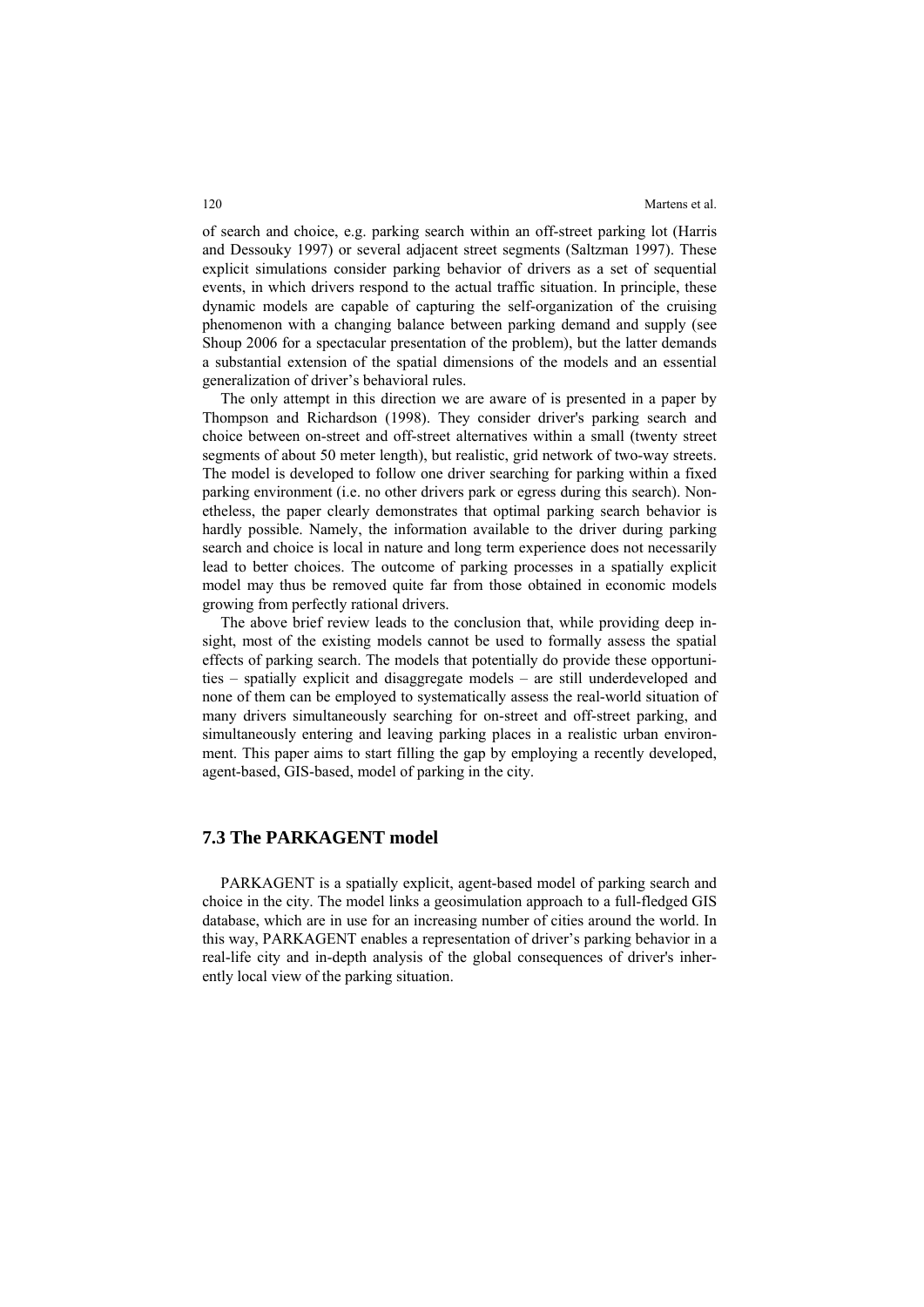of search and choice, e.g. parking search within an off-street parking lot (Harris and Dessouky 1997) or several adjacent street segments (Saltzman 1997). These explicit simulations consider parking behavior of drivers as a set of sequential events, in which drivers respond to the actual traffic situation. In principle, these dynamic models are capable of capturing the self-organization of the cruising phenomenon with a changing balance between parking demand and supply (see Shoup 2006 for a spectacular presentation of the problem), but the latter demands a substantial extension of the spatial dimensions of the models and an essential generalization of driver's behavioral rules.

The only attempt in this direction we are aware of is presented in a paper by Thompson and Richardson (1998). They consider driver's parking search and choice between on-street and off-street alternatives within a small (twenty street segments of about 50 meter length), but realistic, grid network of two-way streets. The model is developed to follow one driver searching for parking within a fixed parking environment (i.e. no other drivers park or egress during this search). Nonetheless, the paper clearly demonstrates that optimal parking search behavior is hardly possible. Namely, the information available to the driver during parking search and choice is local in nature and long term experience does not necessarily lead to better choices. The outcome of parking processes in a spatially explicit model may thus be removed quite far from those obtained in economic models growing from perfectly rational drivers.

The above brief review leads to the conclusion that, while providing deep insight, most of the existing models cannot be used to formally assess the spatial effects of parking search. The models that potentially do provide these opportunities – spatially explicit and disaggregate models – are still underdeveloped and none of them can be employed to systematically assess the real-world situation of many drivers simultaneously searching for on-street and off-street parking, and simultaneously entering and leaving parking places in a realistic urban environment. This paper aims to start filling the gap by employing a recently developed, agent-based, GIS-based, model of parking in the city.

## 7.3 The PARKAGENT model

PARKAGENT is a spatially explicit, agent-based model of parking search and choice in the city. The model links a geosimulation approach to a full-fledged GIS database, which are in use for an increasing number of cities around the world. In this way, PARKAGENT enables a representation of driver's parking behavior in a real-life city and in-depth analysis of the global consequences of driver's inherently local view of the parking situation.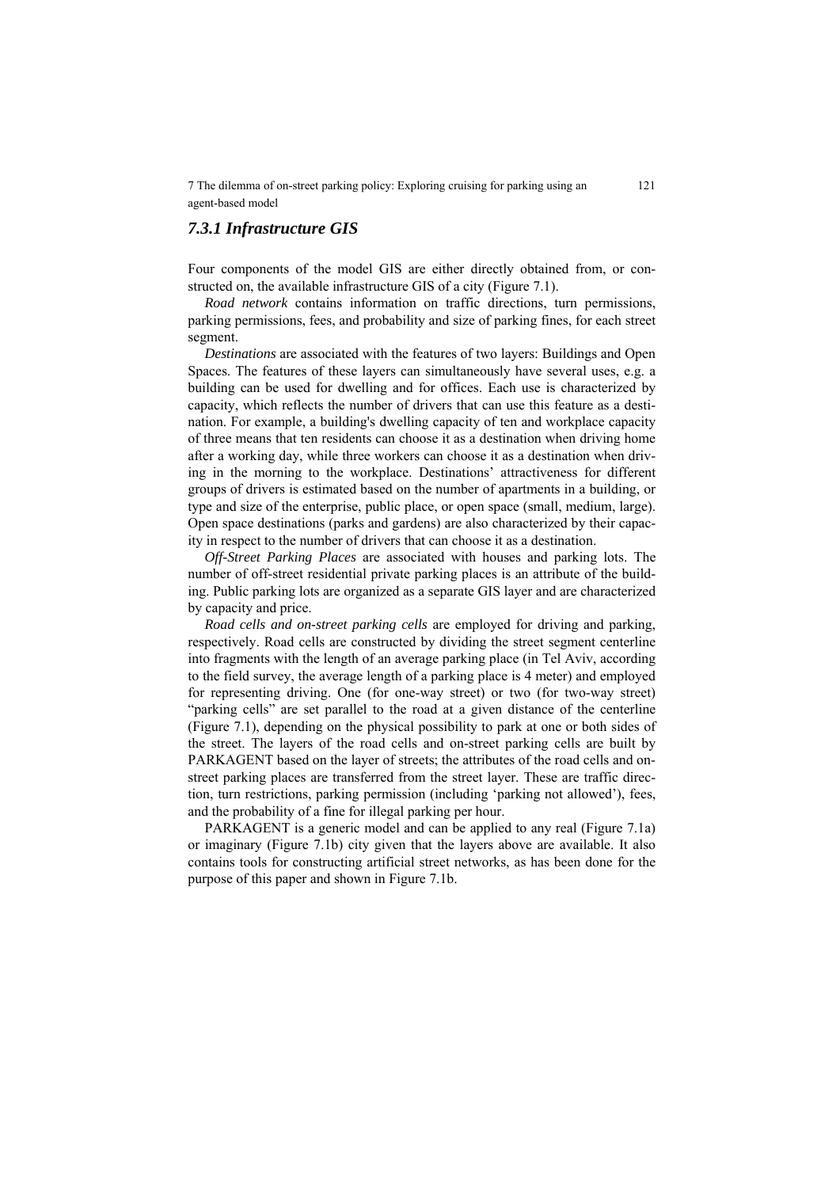### *7.3.1 Infrastructure GIS*

Four components of the model GIS are either directly obtained from, or constructed on, the available infrastructure GIS of a city (Figure 7.1).

*Road network* contains information on traffic directions, turn permissions, parking permissions, fees, and probability and size of parking fines, for each street segment.

*Destinations* are associated with the features of two layers: Buildings and Open Spaces. The features of these layers can simultaneously have several uses, e.g. a building can be used for dwelling and for offices. Each use is characterized by capacity, which reflects the number of drivers that can use this feature as a destination. For example, a building's dwelling capacity of ten and workplace capacity of three means that ten residents can choose it as a destination when driving home after a working day, while three workers can choose it as a destination when driving in the morning to the workplace. Destinations' attractiveness for different groups of drivers is estimated based on the number of apartments in a building, or type and size of the enterprise, public place, or open space (small, medium, large). Open space destinations (parks and gardens) are also characterized by their capacity in respect to the number of drivers that can choose it as a destination.

*Off-Street Parking Places* are associated with houses and parking lots. The number of off-street residential private parking places is an attribute of the building. Public parking lots are organized as a separate GIS layer and are characterized by capacity and price.

*Road cells and on-street parking cells* are employed for driving and parking, respectively. Road cells are constructed by dividing the street segment centerline into fragments with the length of an average parking place (in Tel Aviv, according to the field survey, the average length of a parking place is 4 meter) and employed for representing driving. One (for one-way street) or two (for two-way street) "parking cells" are set parallel to the road at a given distance of the centerline (Figure 7.1), depending on the physical possibility to park at one or both sides of the street. The layers of the road cells and on-street parking cells are built by PARKAGENT based on the layer of streets; the attributes of the road cells and on-street parking places are transferred from the street layer. These are traffic direction, turn restrictions, parking permission (including 'parking not allowed'), fees, and the probability of a fine for illegal parking per hour.

PARKAGENT is a generic model and can be applied to any real (Figure 7.1a) or imaginary (Figure 7.1b) city given that the layers above are available. It also contains tools for constructing artificial street networks, as has been done for the purpose of this paper and shown in Figure 7.1b.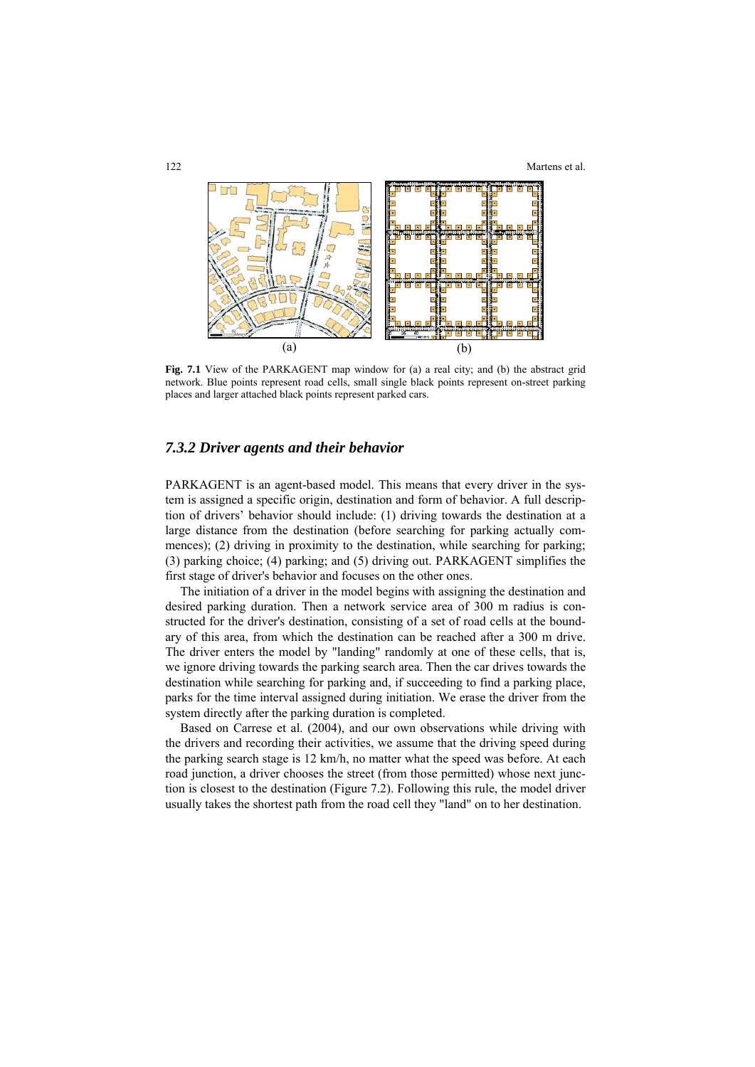(a) (b)

**Fig. 7.1** View of the PARKAGENT map window for (a) a real city; and (b) the abstract grid network. Blue points represent road cells, small single black points represent on-street parking places and larger attached black points represent parked cars.

### *7.3.2 Driver agents and their behavior*

PARKAGENT is an agent-based model. This means that every driver in the system is assigned a specific origin, destination and form of behavior. A full description of drivers' behavior should include: (1) driving towards the destination at a large distance from the destination (before searching for parking actually commences); (2) driving in proximity to the destination, while searching for parking; (3) parking choice; (4) parking; and (5) driving out. PARKAGENT simplifies the first stage of driver's behavior and focuses on the other ones.

The initiation of a driver in the model begins with assigning the destination and desired parking duration. Then a network service area of 300 m radius is constructed for the driver's destination, consisting of a set of road cells at the boundary of this area, from which the destination can be reached after a 300 m drive. The driver enters the model by "landing" randomly at one of these cells, that is, we ignore driving towards the parking search area. Then the car drives towards the destination while searching for parking and, if succeeding to find a parking place, parks for the time interval assigned during initiation. We erase the driver from the system directly after the parking duration is completed.

Based on Carrese et al. (2004), and our own observations while driving with the drivers and recording their activities, we assume that the driving speed during the parking search stage is 12 km/h, no matter what the speed was before. At each road junction, a driver chooses the street (from those permitted) whose next junction is closest to the destination (Figure 7.2). Following this rule, the model driver usually takes the shortest path from the road cell they "land" on to her destination.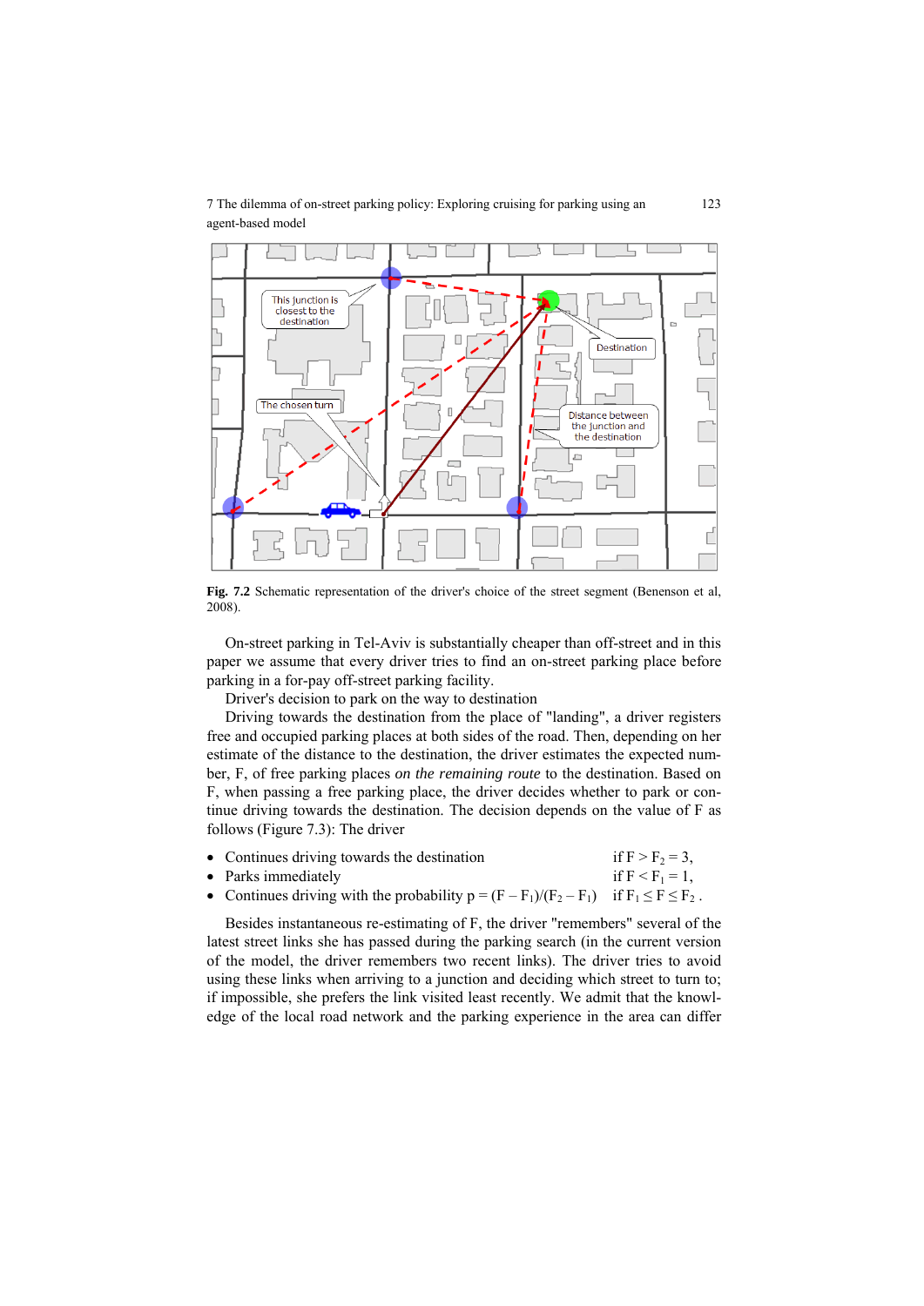Fig. 7.2 Schematic representation of the driver's choice of the street segment (Benenson et al, 2008).

On-street parking in Tel-Aviv is substantially cheaper than off-street and in this paper we assume that every driver tries to find an on-street parking place before parking in a for-pay off-street parking facility.

Driver's decision to park on the way to destination

Driving towards the destination from the place of "landing", a driver registers free and occupied parking places at both sides of the road. Then, depending on her estimate of the distance to the destination, the driver estimates the expected number, F, of free parking places *on the remaining route* to the destination. Based on F, when passing a free parking place, the driver decides whether to park or continue driving towards the destination. The decision depends on the value of F as follows (Figure 7.3): The driver

- Continues driving towards the destination if $F > F_2 = 3$,
- Parks immediately if $F < F_1 = 1$,
- Continues driving with the probability $p = (F - F_1)/(F_2 - F_1)$ if $F_1 \le F \le F_2$.

Besides instantaneous re-estimating of F, the driver "remembers" several of the latest street links she has passed during the parking search (in the current version of the model, the driver remembers two recent links). The driver tries to avoid using these links when arriving to a junction and deciding which street to turn to; if impossible, she prefers the link visited least recently. We admit that the knowledge of the local road network and the parking experience in the area can differ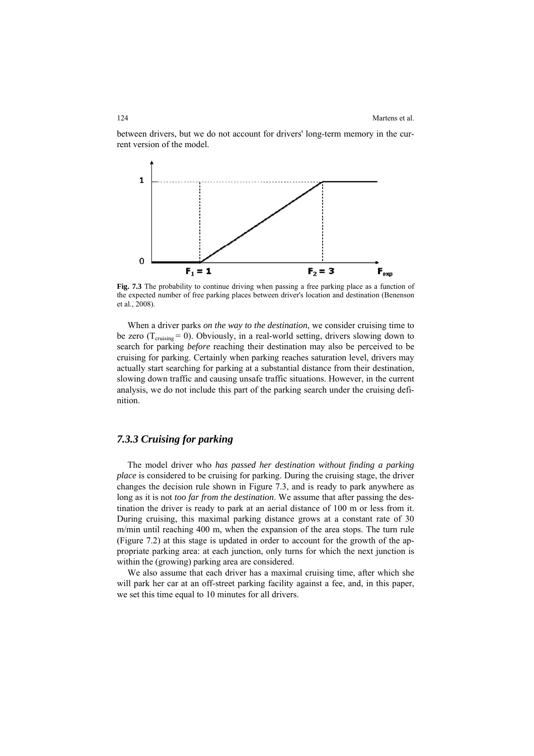between drivers, but we do not account for drivers' long-term memory in the current version of the model.

**Fig. 7.3** The probability to continue driving when passing a free parking place as a function of the expected number of free parking places between driver's location and destination (Benenson et al., 2008).

When a driver parks *on the way to the destination*, we consider cruising time to be zero ($T_{cruising} = 0$). Obviously, in a real-world setting, drivers slowing down to search for parking *before* reaching their destination may also be perceived to be cruising for parking. Certainly when parking reaches saturation level, drivers may actually start searching for parking at a substantial distance from their destination, slowing down traffic and causing unsafe traffic situations. However, in the current analysis, we do not include this part of the parking search under the cruising definition.

### *7.3.3 Cruising for parking*

The model driver who *has passed her destination without finding a parking place* is considered to be cruising for parking. During the cruising stage, the driver changes the decision rule shown in Figure 7.3, and is ready to park anywhere as long as it is not *too far from the destination*. We assume that after passing the destination the driver is ready to park at an aerial distance of 100 m or less from it. During cruising, this maximal parking distance grows at a constant rate of 30 m/min until reaching 400 m, when the expansion of the area stops. The turn rule (Figure 7.2) at this stage is updated in order to account for the growth of the appropriate parking area: at each junction, only turns for which the next junction is within the (growing) parking area are considered.

We also assume that each driver has a maximal cruising time, after which she will park her car at an off-street parking facility against a fee, and, in this paper, we set this time equal to 10 minutes for all drivers.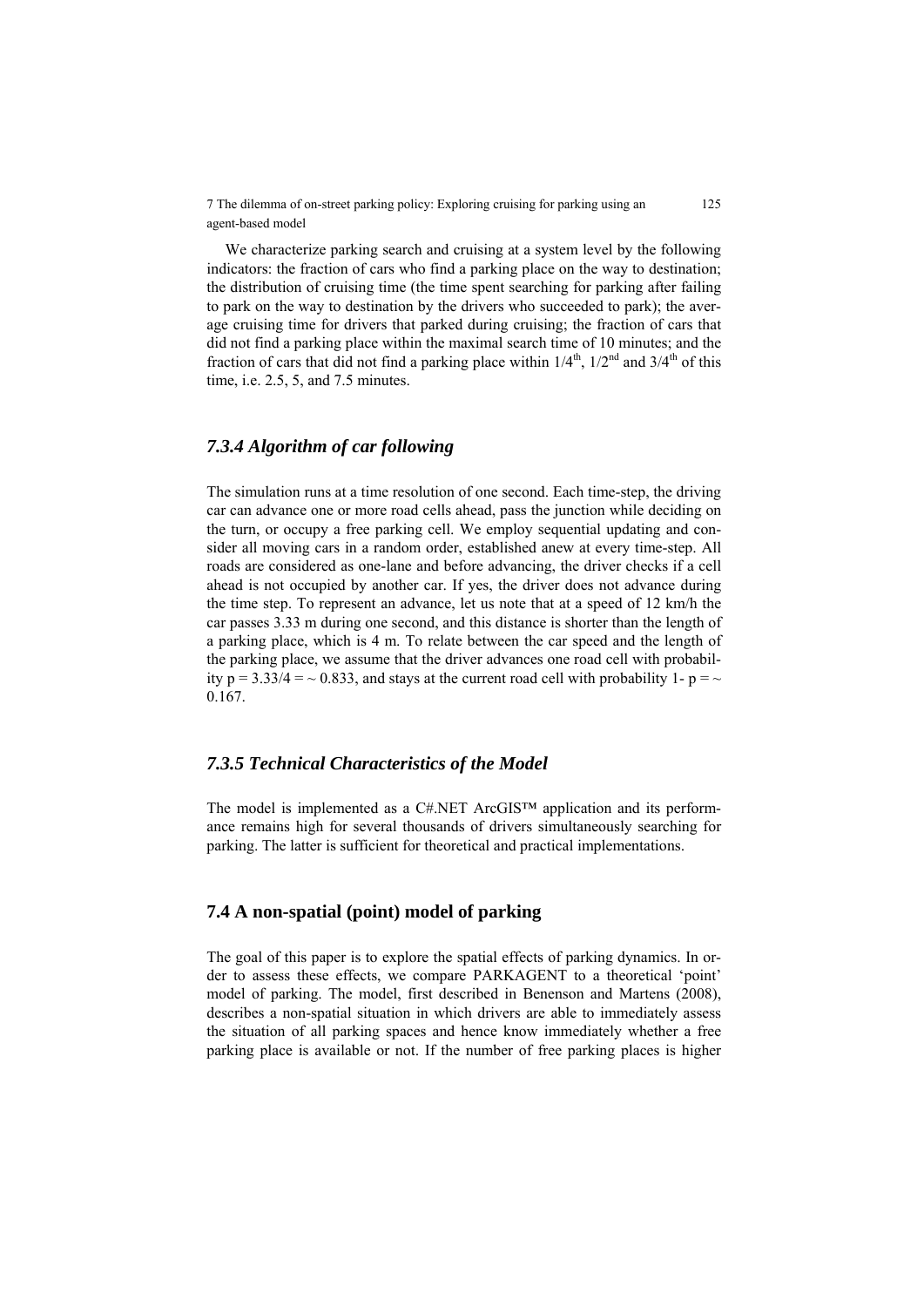We characterize parking search and cruising at a system level by the following indicators: the fraction of cars who find a parking place on the way to destination; the distribution of cruising time (the time spent searching for parking after failing to park on the way to destination by the drivers who succeeded to park); the average cruising time for drivers that parked during cruising; the fraction of cars that did not find a parking place within the maximal search time of 10 minutes; and the fraction of cars that did not find a parking place within $1/4^{th}$, $1/2^{nd}$ and $3/4^{th}$ of this time, i.e. 2.5, 5, and 7.5 minutes.

### *7.3.4 Algorithm of car following*

The simulation runs at a time resolution of one second. Each time-step, the driving car can advance one or more road cells ahead, pass the junction while deciding on the turn, or occupy a free parking cell. We employ sequential updating and consider all moving cars in a random order, established anew at every time-step. All roads are considered as one-lane and before advancing, the driver checks if a cell ahead is not occupied by another car. If yes, the driver does not advance during the time step. To represent an advance, let us note that at a speed of 12 km/h the car passes 3.33 m during one second, and this distance is shorter than the length of a parking place, which is 4 m. To relate between the car speed and the length of the parking place, we assume that the driver advances one road cell with probability $p = 3.33/4 = \sim 0.833$, and stays at the current road cell with probability $1 - p = \sim 0.167$.

### *7.3.5 Technical Characteristics of the Model*

The model is implemented as a C#.NET ArcGIS™ application and its performance remains high for several thousands of drivers simultaneously searching for parking. The latter is sufficient for theoretical and practical implementations.

## 7.4 A non-spatial (point) model of parking

The goal of this paper is to explore the spatial effects of parking dynamics. In order to assess these effects, we compare PARKAGENT to a theoretical 'point' model of parking. The model, first described in Benenson and Martens (2008), describes a non-spatial situation in which drivers are able to immediately assess the situation of all parking spaces and hence know immediately whether a free parking place is available or not. If the number of free parking places is higher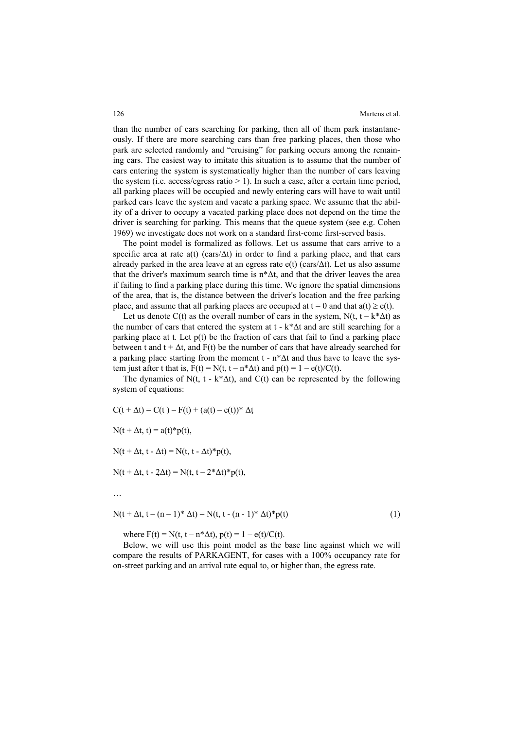than the number of cars searching for parking, then all of them park instantaneously. If there are more searching cars than free parking places, then those who park are selected randomly and "cruising" for parking occurs among the remaining cars. The easiest way to imitate this situation is to assume that the number of cars entering the system is systematically higher than the number of cars leaving the system (i.e. access/egress ratio > 1). In such a case, after a certain time period, all parking places will be occupied and newly entering cars will have to wait until parked cars leave the system and vacate a parking space. We assume that the ability of a driver to occupy a vacated parking place does not depend on the time the driver is searching for parking. This means that the queue system (see e.g. Cohen 1969) we investigate does not work on a standard first-come first-served basis.

The point model is formalized as follows. Let us assume that cars arrive to a specific area at rate $a(t)$ (cars/$\Delta t$) in order to find a parking place, and that cars already parked in the area leave at an egress rate $e(t)$ (cars/$\Delta t$). Let us also assume that the driver's maximum search time is $n*\Delta t$, and that the driver leaves the area if failing to find a parking place during this time. We ignore the spatial dimensions of the area, that is, the distance between the driver's location and the free parking place, and assume that all parking places are occupied at $t = 0$ and that $a(t) \geq e(t)$.

Let us denote $C(t)$ as the overall number of cars in the system, $N(t, t - k*\Delta t)$ as the number of cars that entered the system at $t - k*\Delta t$ and are still searching for a parking place at $t$. Let $p(t)$ be the fraction of cars that fail to find a parking place between $t$ and $t + \Delta t$, and $F(t)$ be the number of cars that have already searched for a parking place starting from the moment $t - n*\Delta t$ and thus have to leave the system just after t that is, $F(t) = N(t, t - n*\Delta t)$ and $p(t) = 1 - e(t)/C(t)$.

The dynamics of $N(t, t - k*\Delta t)$, and $C(t)$ can be represented by the following system of equations:

$$C(t + \Delta t) = C(t) - F(t) + (a(t) - e(t))*\Delta t$$

$$N(t + \Delta t, t) = a(t)*p(t),$$

$$N(t + \Delta t, t - \Delta t) = N(t, t - \Delta t)*p(t),$$

$$N(t + \Delta t, t - 2\Delta t) = N(t, t - 2*\Delta t)*p(t),$$

$$\ldots$$

$$N(t + \Delta t, t - (n - 1)*\Delta t) = N(t, t - (n - 1)*\Delta t)*p(t) \quad (1)$$

where $F(t) = N(t, t - n*\Delta t)$, $p(t) = 1 - e(t)/C(t)$.

Below, we will use this point model as the base line against which we will compare the results of PARKAGENT, for cases with a 100% occupancy rate for on-street parking and an arrival rate equal to, or higher than, the egress rate.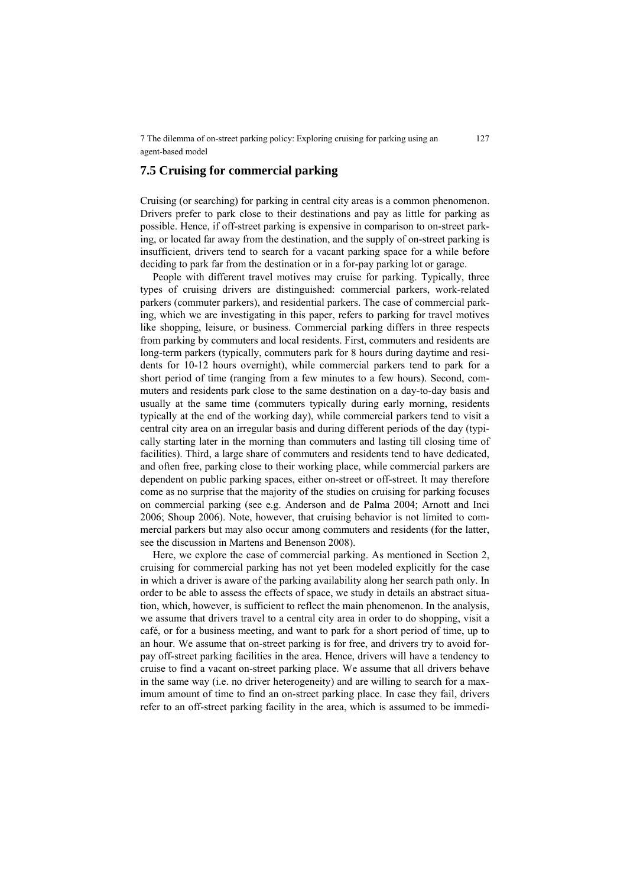## 7.5 Cruising for commercial parking

Cruising (or searching) for parking in central city areas is a common phenomenon. Drivers prefer to park close to their destinations and pay as little for parking as possible. Hence, if off-street parking is expensive in comparison to on-street parking, or located far away from the destination, and the supply of on-street parking is insufficient, drivers tend to search for a vacant parking space for a while before deciding to park far from the destination or in a for-pay parking lot or garage.

People with different travel motives may cruise for parking. Typically, three types of cruising drivers are distinguished: commercial parkers, work-related parkers (commuter parkers), and residential parkers. The case of commercial parking, which we are investigating in this paper, refers to parking for travel motives like shopping, leisure, or business. Commercial parking differs in three respects from parking by commuters and local residents. First, commuters and residents are long-term parkers (typically, commuters park for 8 hours during daytime and residents for 10-12 hours overnight), while commercial parkers tend to park for a short period of time (ranging from a few minutes to a few hours). Second, commuters and residents park close to the same destination on a day-to-day basis and usually at the same time (commuters typically during early morning, residents typically at the end of the working day), while commercial parkers tend to visit a central city area on an irregular basis and during different periods of the day (typically starting later in the morning than commuters and lasting till closing time of facilities). Third, a large share of commuters and residents tend to have dedicated, and often free, parking close to their working place, while commercial parkers are dependent on public parking spaces, either on-street or off-street. It may therefore come as no surprise that the majority of the studies on cruising for parking focuses on commercial parking (see e.g. Anderson and de Palma 2004; Arnott and Inci 2006; Shoup 2006). Note, however, that cruising behavior is not limited to commercial parkers but may also occur among commuters and residents (for the latter, see the discussion in Martens and Benenson 2008).

Here, we explore the case of commercial parking. As mentioned in Section 2, cruising for commercial parking has not yet been modeled explicitly for the case in which a driver is aware of the parking availability along her search path only. In order to be able to assess the effects of space, we study in details an abstract situation, which, however, is sufficient to reflect the main phenomenon. In the analysis, we assume that drivers travel to a central city area in order to do shopping, visit a café, or for a business meeting, and want to park for a short period of time, up to an hour. We assume that on-street parking is for free, and drivers try to avoid for-pay off-street parking facilities in the area. Hence, drivers will have a tendency to cruise to find a vacant on-street parking place. We assume that all drivers behave in the same way (i.e. no driver heterogeneity) and are willing to search for a maximum amount of time to find an on-street parking place. In case they fail, drivers refer to an off-street parking facility in the area, which is assumed to be immedi-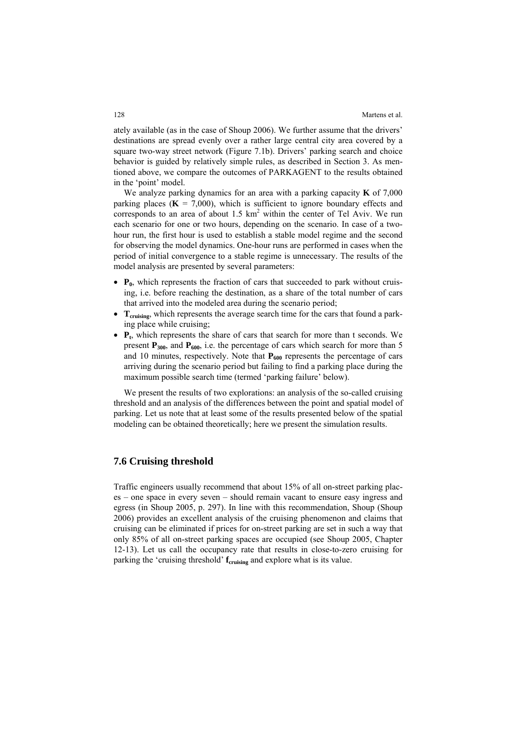ately available (as in the case of Shoup 2006). We further assume that the drivers' destinations are spread evenly over a rather large central city area covered by a square two-way street network (Figure 7.1b). Drivers' parking search and choice behavior is guided by relatively simple rules, as described in Section 3. As mentioned above, we compare the outcomes of PARKAGENT to the results obtained in the 'point' model.

We analyze parking dynamics for an area with a parking capacity **K** of 7,000 parking places (**K** = 7,000), which is sufficient to ignore boundary effects and corresponds to an area of about 1.5 km$^2$ within the center of Tel Aviv. We run each scenario for one or two hours, depending on the scenario. In case of a two-hour run, the first hour is used to establish a stable model regime and the second for observing the model dynamics. One-hour runs are performed in cases when the period of initial convergence to a stable regime is unnecessary. The results of the model analysis are presented by several parameters:

- $\mathbf{P_0}$, which represents the fraction of cars that succeeded to park without cruising, i.e. before reaching the destination, as a share of the total number of cars that arrived into the modeled area during the scenario period;
- $\mathbf{T_{cruising}}$, which represents the average search time for the cars that found a parking place while cruising;
- $\mathbf{P_t}$, which represents the share of cars that search for more than t seconds. We present $\mathbf{P_{300}}$, and $\mathbf{P_{600}}$, i.e. the percentage of cars which search for more than 5 and 10 minutes, respectively. Note that $\mathbf{P_{600}}$ represents the percentage of cars arriving during the scenario period but failing to find a parking place during the maximum possible search time (termed 'parking failure' below).

We present the results of two explorations: an analysis of the so-called cruising threshold and an analysis of the differences between the point and spatial model of parking. Let us note that at least some of the results presented below of the spatial modeling can be obtained theoretically; here we present the simulation results.

## 7.6 Cruising threshold

Traffic engineers usually recommend that about 15% of all on-street parking places – one space in every seven – should remain vacant to ensure easy ingress and egress (in Shoup 2005, p. 297). In line with this recommendation, Shoup (Shoup 2006) provides an excellent analysis of the cruising phenomenon and claims that cruising can be eliminated if prices for on-street parking are set in such a way that only 85% of all on-street parking spaces are occupied (see Shoup 2005, Chapter 12-13). Let us call the occupancy rate that results in close-to-zero cruising for parking the 'cruising threshold' $\mathbf{f_{cruising}}$ and explore what is its value.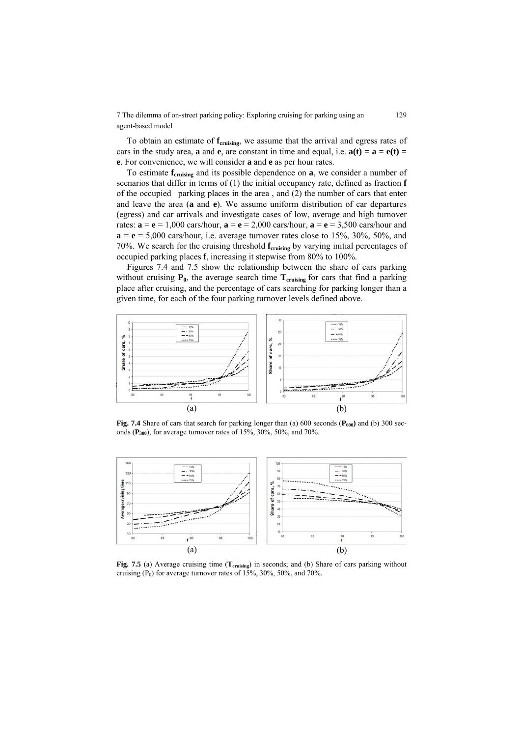To obtain an estimate of $\mathbf{f_{cruising}}$, we assume that the arrival and egress rates of cars in the study area, **a** and **e**, are constant in time and equal, i.e. $\mathbf{a(t) = a = e(t) = e}$. For convenience, we will consider **a** and **e** as per hour rates.

To estimate $\mathbf{f_{cruising}}$ and its possible dependence on **a**, we consider a number of scenarios that differ in terms of (1) the initial occupancy rate, defined as fraction **f** of the occupied parking places in the area , and (2) the number of cars that enter and leave the area (**a** and **e**). We assume uniform distribution of car departures (egress) and car arrivals and investigate cases of low, average and high turnover rates: **a** = **e** = 1,000 cars/hour, **a** = **e** = 2,000 cars/hour, **a** = **e** = 3,500 cars/hour and **a** = **e** = 5,000 cars/hour, i.e. average turnover rates close to 15%, 30%, 50%, and 70%. We search for the cruising threshold $\mathbf{f_{cruising}}$ by varying initial percentages of occupied parking places **f**, increasing it stepwise from 80% to 100%.

Figures 7.4 and 7.5 show the relationship between the share of cars parking without cruising $\mathbf{P_0}$, the average search time $\mathbf{T_{cruising}}$ for cars that find a parking place after cruising, and the percentage of cars searching for parking longer than a given time, for each of the four parking turnover levels defined above.

**Fig. 7.4** Share of cars that search for parking longer than (a) 600 seconds ($\mathbf{P_{600}}$) and (b) 300 seconds ($\mathbf{P_{300}}$), for average turnover rates of 15%, 30%, 50%, and 70%.

**Fig. 7.5** (a) Average cruising time ($\mathbf{T_{cruising}}$) in seconds; and (b) Share of cars parking without cruising ($P_0$) for average turnover rates of 15%, 30%, 50%, and 70%.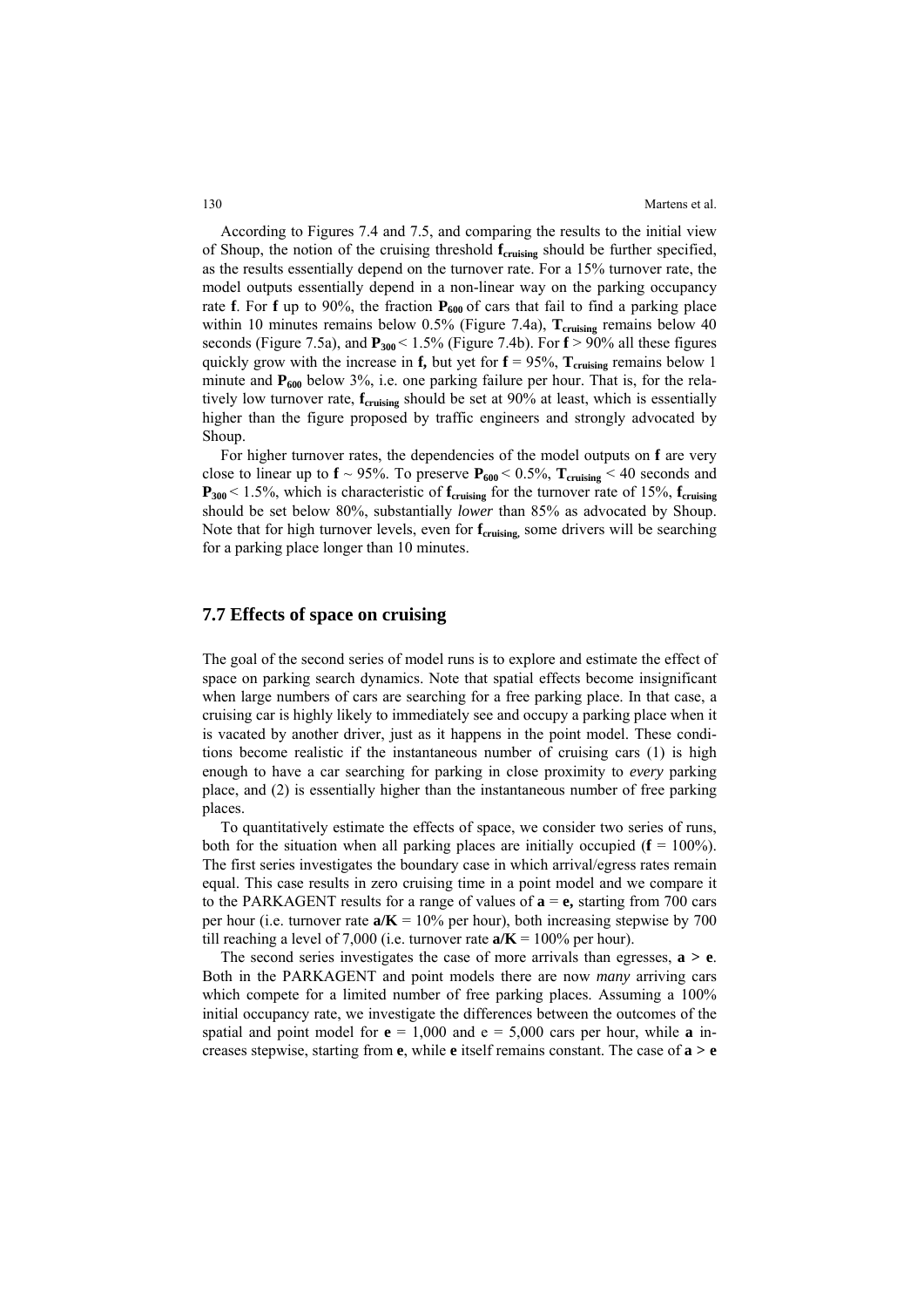According to Figures 7.4 and 7.5, and comparing the results to the initial view of Shoup, the notion of the cruising threshold $\mathbf{f_{cruising}}$ should be further specified, as the results essentially depend on the turnover rate. For a 15% turnover rate, the model outputs essentially depend in a non-linear way on the parking occupancy rate $\mathbf{f}$. For $\mathbf{f}$ up to 90%, the fraction $\mathbf{P_{600}}$ of cars that fail to find a parking place within 10 minutes remains below 0.5% (Figure 7.4a), $\mathbf{T_{cruising}}$ remains below 40 seconds (Figure 7.5a), and $\mathbf{P_{300}} < 1.5\%$ (Figure 7.4b). For $\mathbf{f} > 90\%$ all these figures quickly grow with the increase in $\mathbf{f}$, but yet for $\mathbf{f} = 95\%$, $\mathbf{T_{cruising}}$ remains below 1 minute and $\mathbf{P_{600}}$ below 3%, i.e. one parking failure per hour. That is, for the relatively low turnover rate, $\mathbf{f_{cruising}}$ should be set at 90% at least, which is essentially higher than the figure proposed by traffic engineers and strongly advocated by Shoup.

For higher turnover rates, the dependencies of the model outputs on $\mathbf{f}$ are very close to linear up to $\mathbf{f} \sim 95\%$. To preserve $\mathbf{P_{600}} < 0.5\%$, $\mathbf{T_{cruising}} < 40$ seconds and $\mathbf{P_{300}} < 1.5\%$, which is characteristic of $\mathbf{f_{cruising}}$ for the turnover rate of 15%, $\mathbf{f_{cruising}}$ should be set below 80%, substantially *lower* than 85% as advocated by Shoup. Note that for high turnover levels, even for $\mathbf{f_{cruising}}$, some drivers will be searching for a parking place longer than 10 minutes.

## 7.7 Effects of space on cruising

The goal of the second series of model runs is to explore and estimate the effect of space on parking search dynamics. Note that spatial effects become insignificant when large numbers of cars are searching for a free parking place. In that case, a cruising car is highly likely to immediately see and occupy a parking place when it is vacated by another driver, just as it happens in the point model. These conditions become realistic if the instantaneous number of cruising cars (1) is high enough to have a car searching for parking in close proximity to *every* parking place, and (2) is essentially higher than the instantaneous number of free parking places.

To quantitatively estimate the effects of space, we consider two series of runs, both for the situation when all parking places are initially occupied ($\mathbf{f} = 100\%$). The first series investigates the boundary case in which arrival/egress rates remain equal. This case results in zero cruising time in a point model and we compare it to the PARKAGENT results for a range of values of $\mathbf{a} = \mathbf{e}$, starting from 700 cars per hour (i.e. turnover rate $\mathbf{a/K} = 10\%$ per hour), both increasing stepwise by 700 till reaching a level of 7,000 (i.e. turnover rate $\mathbf{a/K} = 100\%$ per hour).

The second series investigates the case of more arrivals than egresses, $\mathbf{a} > \mathbf{e}$. Both in the PARKAGENT and point models there are now *many* arriving cars which compete for a limited number of free parking places. Assuming a 100% initial occupancy rate, we investigate the differences between the outcomes of the spatial and point model for $\mathbf{e} = 1{,}000$ and e = 5,000 cars per hour, while $\mathbf{a}$ increases stepwise, starting from $\mathbf{e}$, while $\mathbf{e}$ itself remains constant. The case of $\mathbf{a} > \mathbf{e}$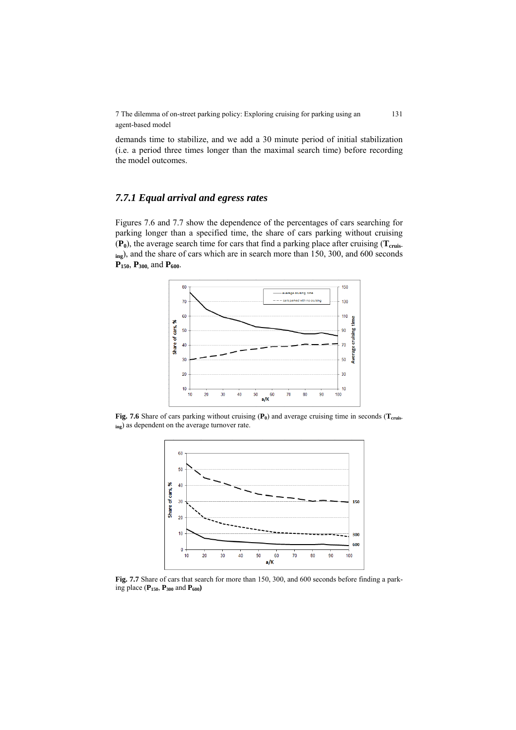demands time to stabilize, and we add a 30 minute period of initial stabilization (i.e. a period three times longer than the maximal search time) before recording the model outcomes.

### *7.7.1 Equal arrival and egress rates*

Figures 7.6 and 7.7 show the dependence of the percentages of cars searching for parking longer than a specified time, the share of cars parking without cruising ($\mathbf{P_0}$), the average search time for cars that find a parking place after cruising ($\mathbf{T_{cruising}}$), and the share of cars which are in search more than 150, 300, and 600 seconds $\mathbf{P_{150}}$, $\mathbf{P_{300}}$, and $\mathbf{P_{600}}$.

**Fig. 7.6** Share of cars parking without cruising ($\mathbf{P_0}$) and average cruising time in seconds ($\mathbf{T_{cruising}}$) as dependent on the average turnover rate.

**Fig. 7.7** Share of cars that search for more than 150, 300, and 600 seconds before finding a parking place ($\mathbf{P_{150}}$, $\mathbf{P_{300}}$ and $\mathbf{P_{600}}$)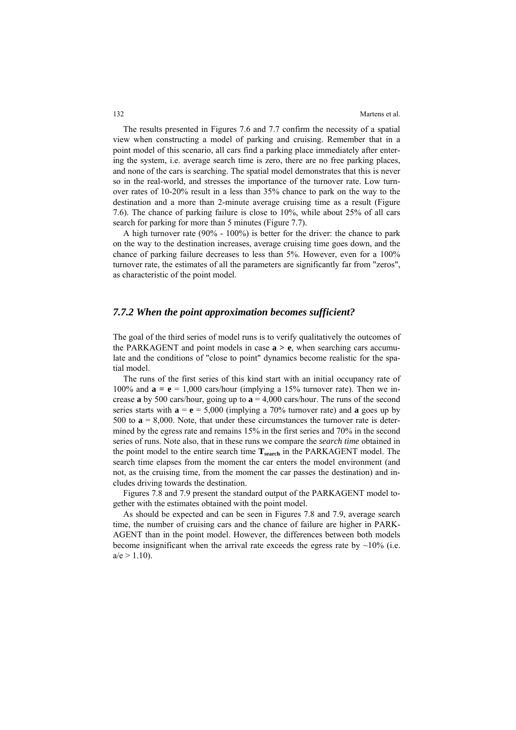The results presented in Figures 7.6 and 7.7 confirm the necessity of a spatial view when constructing a model of parking and cruising. Remember that in a point model of this scenario, all cars find a parking place immediately after entering the system, i.e. average search time is zero, there are no free parking places, and none of the cars is searching. The spatial model demonstrates that this is never so in the real-world, and stresses the importance of the turnover rate. Low turnover rates of 10-20% result in a less than 35% chance to park on the way to the destination and a more than 2-minute average cruising time as a result (Figure 7.6). The chance of parking failure is close to 10%, while about 25% of all cars search for parking for more than 5 minutes (Figure 7.7).

A high turnover rate (90% - 100%) is better for the driver: the chance to park on the way to the destination increases, average cruising time goes down, and the chance of parking failure decreases to less than 5%. However, even for a 100% turnover rate, the estimates of all the parameters are significantly far from "zeros", as characteristic of the point model.

### *7.7.2 When the point approximation becomes sufficient?*

The goal of the third series of model runs is to verify qualitatively the outcomes of the PARKAGENT and point models in case **a > e**, when searching cars accumulate and the conditions of "close to point" dynamics become realistic for the spatial model.

The runs of the first series of this kind start with an initial occupancy rate of 100% and **a = e** = 1,000 cars/hour (implying a 15% turnover rate). Then we increase **a** by 500 cars/hour, going up to **a** = 4,000 cars/hour. The runs of the second series starts with **a** = **e** = 5,000 (implying a 70% turnover rate) and **a** goes up by 500 to **a** = 8,000. Note, that under these circumstances the turnover rate is determined by the egress rate and remains 15% in the first series and 70% in the second series of runs. Note also, that in these runs we compare the *search time* obtained in the point model to the entire search time $\mathbf{T}_{\mathbf{search}}$ in the PARKAGENT model. The search time elapses from the moment the car enters the model environment (and not, as the cruising time, from the moment the car passes the destination) and includes driving towards the destination.

Figures 7.8 and 7.9 present the standard output of the PARKAGENT model together with the estimates obtained with the point model.

As should be expected and can be seen in Figures 7.8 and 7.9, average search time, the number of cruising cars and the chance of failure are higher in PARKAGENT than in the point model. However, the differences between both models become insignificant when the arrival rate exceeds the egress rate by ~10% (i.e. a/e > 1.10).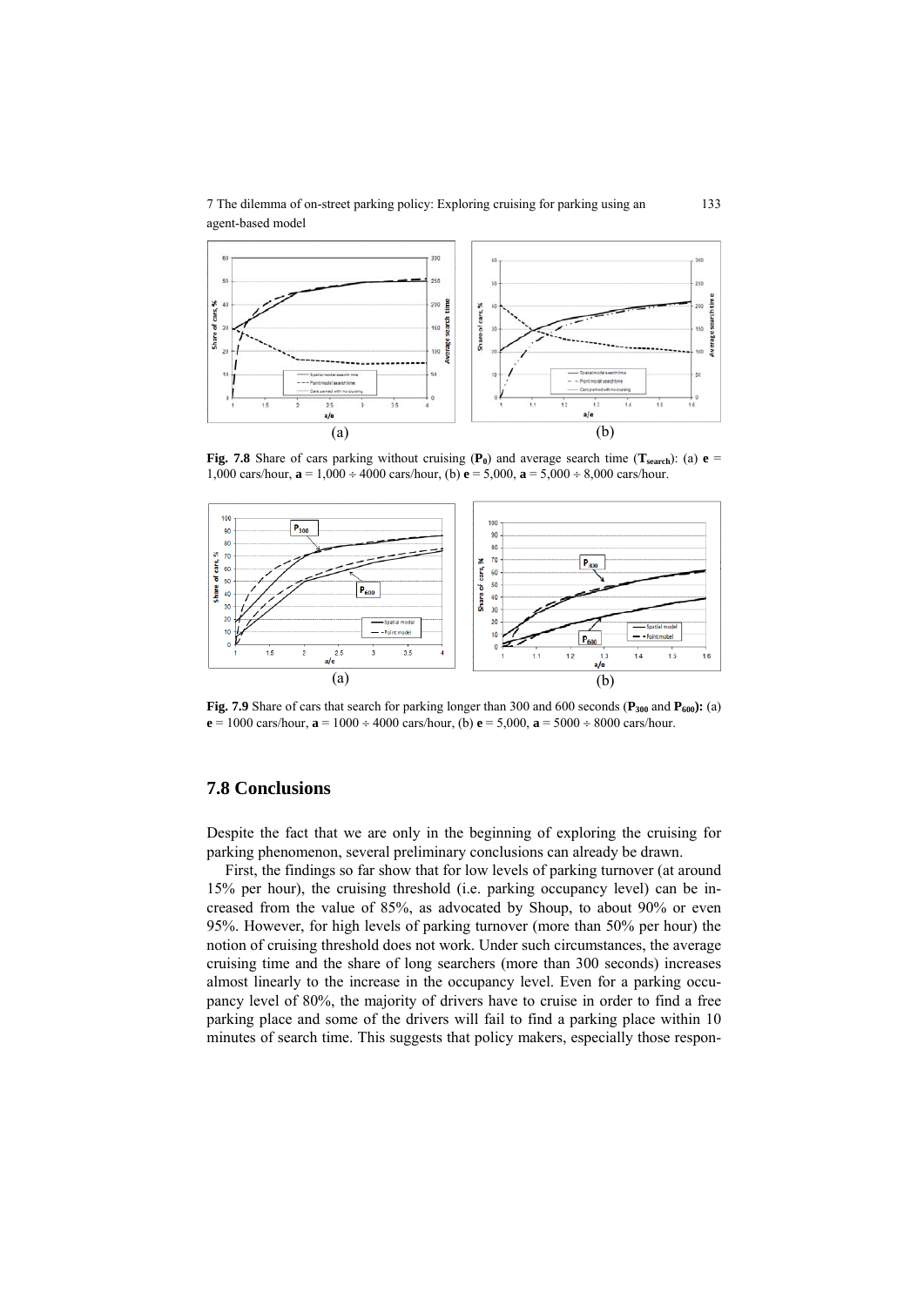(a) (b)

**Fig. 7.8** Share of cars parking without cruising ($\mathbf{P_0}$) and average search time ($\mathbf{T_{search}}$): (a) $\mathbf{e}$ = 1,000 cars/hour, $\mathbf{a}$ = 1,000 ÷ 4000 cars/hour, (b) $\mathbf{e}$ = 5,000, $\mathbf{a}$ = 5,000 ÷ 8,000 cars/hour.

(a) (b)

**Fig. 7.9** Share of cars that search for parking longer than 300 and 600 seconds ($\mathbf{P_{300}}$ and $\mathbf{P_{600}}$): (a) $\mathbf{e}$ = 1000 cars/hour, $\mathbf{a}$ = 1000 ÷ 4000 cars/hour, (b) $\mathbf{e}$ = 5,000, $\mathbf{a}$ = 5000 ÷ 8000 cars/hour.

## 7.8 Conclusions

Despite the fact that we are only in the beginning of exploring the cruising for parking phenomenon, several preliminary conclusions can already be drawn.

First, the findings so far show that for low levels of parking turnover (at around 15% per hour), the cruising threshold (i.e. parking occupancy level) can be increased from the value of 85%, as advocated by Shoup, to about 90% or even 95%. However, for high levels of parking turnover (more than 50% per hour) the notion of cruising threshold does not work. Under such circumstances, the average cruising time and the share of long searchers (more than 300 seconds) increases almost linearly to the increase in the occupancy level. Even for a parking occupancy level of 80%, the majority of drivers have to cruise in order to find a free parking place and some of the drivers will fail to find a parking place within 10 minutes of search time. This suggests that policy makers, especially those respon-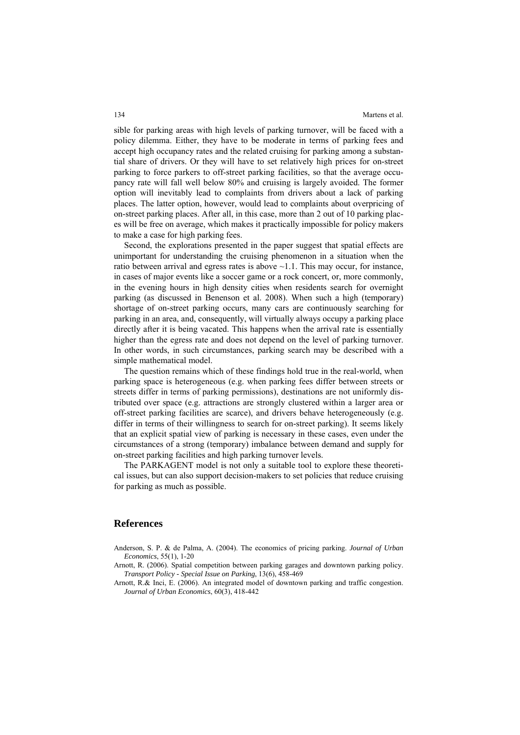sible for parking areas with high levels of parking turnover, will be faced with a policy dilemma. Either, they have to be moderate in terms of parking fees and accept high occupancy rates and the related cruising for parking among a substantial share of drivers. Or they will have to set relatively high prices for on-street parking to force parkers to off-street parking facilities, so that the average occupancy rate will fall well below 80% and cruising is largely avoided. The former option will inevitably lead to complaints from drivers about a lack of parking places. The latter option, however, would lead to complaints about overpricing of on-street parking places. After all, in this case, more than 2 out of 10 parking places will be free on average, which makes it practically impossible for policy makers to make a case for high parking fees.

Second, the explorations presented in the paper suggest that spatial effects are unimportant for understanding the cruising phenomenon in a situation when the ratio between arrival and egress rates is above ~1.1. This may occur, for instance, in cases of major events like a soccer game or a rock concert, or, more commonly, in the evening hours in high density cities when residents search for overnight parking (as discussed in Benenson et al. 2008). When such a high (temporary) shortage of on-street parking occurs, many cars are continuously searching for parking in an area, and, consequently, will virtually always occupy a parking place directly after it is being vacated. This happens when the arrival rate is essentially higher than the egress rate and does not depend on the level of parking turnover. In other words, in such circumstances, parking search may be described with a simple mathematical model.

The question remains which of these findings hold true in the real-world, when parking space is heterogeneous (e.g. when parking fees differ between streets or streets differ in terms of parking permissions), destinations are not uniformly distributed over space (e.g. attractions are strongly clustered within a larger area or off-street parking facilities are scarce), and drivers behave heterogeneously (e.g. differ in terms of their willingness to search for on-street parking). It seems likely that an explicit spatial view of parking is necessary in these cases, even under the circumstances of a strong (temporary) imbalance between demand and supply for on-street parking facilities and high parking turnover levels.

The PARKAGENT model is not only a suitable tool to explore these theoretical issues, but can also support decision-makers to set policies that reduce cruising for parking as much as possible.

## References

Anderson, S. P. & de Palma, A. (2004). The economics of pricing parking. *Journal of Urban Economics*, 55(1), 1-20

Arnott, R. (2006). Spatial competition between parking garages and downtown parking policy. *Transport Policy - Special Issue on Parking*, 13(6), 458-469

Arnott, R.& Inci, E. (2006). An integrated model of downtown parking and traffic congestion. *Journal of Urban Economics*, 60(3), 418-442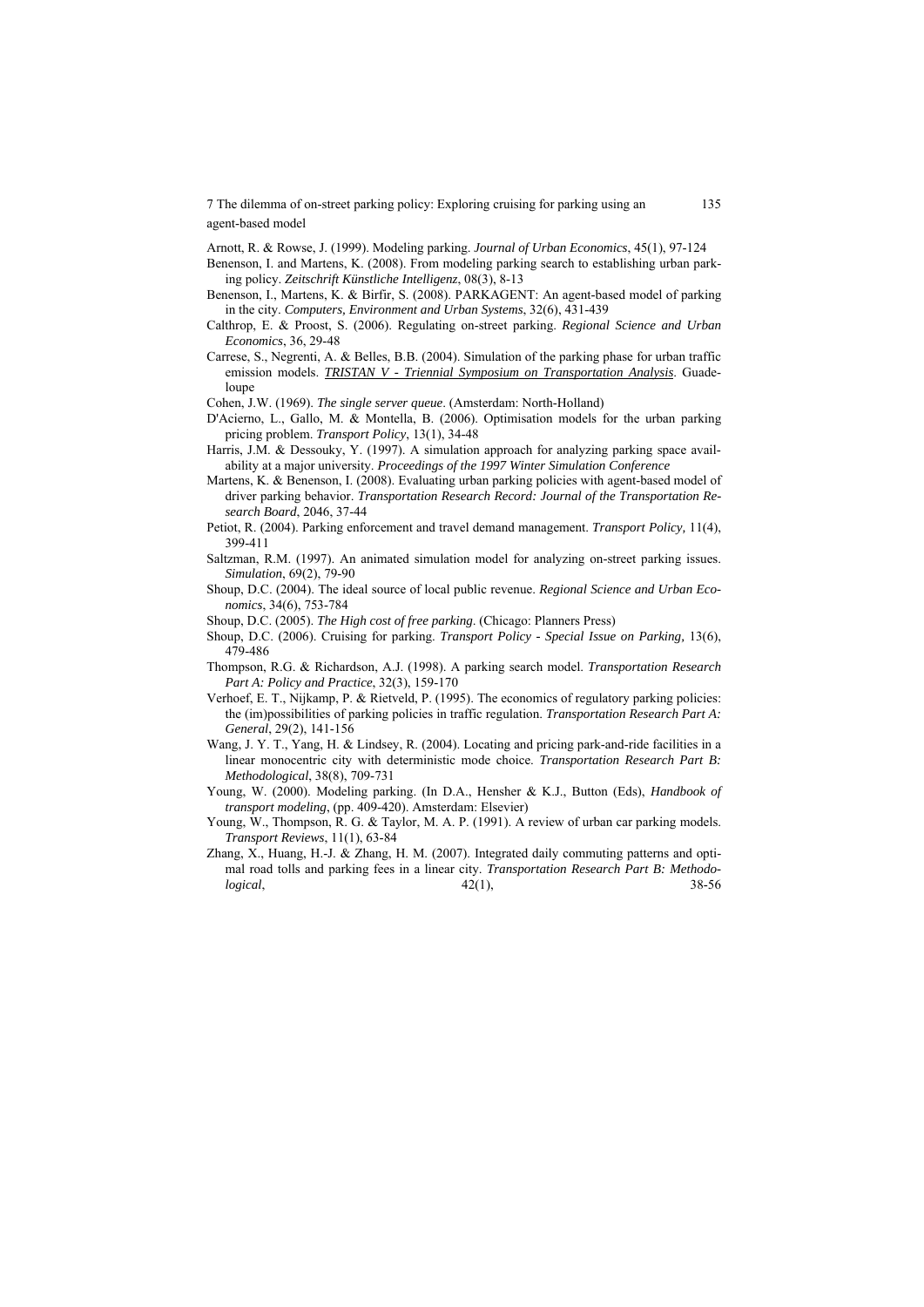Arnott, R. & Rowse, J. (1999). Modeling parking. *Journal of Urban Economics*, 45(1), 97-124

Benenson, I. and Martens, K. (2008). From modeling parking search to establishing urban parking policy. *Zeitschrift Künstliche Intelligenz*, 08(3), 8-13

Benenson, I., Martens, K. & Birfir, S. (2008). PARKAGENT: An agent-based model of parking in the city. *Computers, Environment and Urban Systems*, 32(6), 431-439

Calthrop, E. & Proost, S. (2006). Regulating on-street parking. *Regional Science and Urban Economics*, 36, 29-48

Carrese, S., Negrenti, A. & Belles, B.B. (2004). Simulation of the parking phase for urban traffic emission models. *TRISTAN V - Triennial Symposium on Transportation Analysis*. Guadeloupe

Cohen, J.W. (1969). *The single server queue*. (Amsterdam: North-Holland)

D'Acierno, L., Gallo, M. & Montella, B. (2006). Optimisation models for the urban parking pricing problem. *Transport Policy*, 13(1), 34-48

Harris, J.M. & Dessouky, Y. (1997). A simulation approach for analyzing parking space availability at a major university. *Proceedings of the 1997 Winter Simulation Conference*

Martens, K. & Benenson, I. (2008). Evaluating urban parking policies with agent-based model of driver parking behavior. *Transportation Research Record: Journal of the Transportation Research Board*, 2046, 37-44

Petiot, R. (2004). Parking enforcement and travel demand management. *Transport Policy,* 11(4), 399-411

Saltzman, R.M. (1997). An animated simulation model for analyzing on-street parking issues. *Simulation*, 69(2), 79-90

Shoup, D.C. (2004). The ideal source of local public revenue. *Regional Science and Urban Economics*, 34(6), 753-784

Shoup, D.C. (2005). *The High cost of free parking*. (Chicago: Planners Press)

Shoup, D.C. (2006). Cruising for parking. *Transport Policy - Special Issue on Parking,* 13(6), 479-486

Thompson, R.G. & Richardson, A.J. (1998). A parking search model. *Transportation Research Part A: Policy and Practice*, 32(3), 159-170

Verhoef, E. T., Nijkamp, P. & Rietveld, P. (1995). The economics of regulatory parking policies: the (im)possibilities of parking policies in traffic regulation. *Transportation Research Part A: General*, 29(2), 141-156

Wang, J. Y. T., Yang, H. & Lindsey, R. (2004). Locating and pricing park-and-ride facilities in a linear monocentric city with deterministic mode choice. *Transportation Research Part B: Methodological*, 38(8), 709-731

Young, W. (2000). Modeling parking. (In D.A., Hensher & K.J., Button (Eds), *Handbook of transport modeling*, (pp. 409-420). Amsterdam: Elsevier)

Young, W., Thompson, R. G. & Taylor, M. A. P. (1991). A review of urban car parking models. *Transport Reviews*, 11(1), 63-84

Zhang, X., Huang, H.-J. & Zhang, H. M. (2007). Integrated daily commuting patterns and optimal road tolls and parking fees in a linear city. *Transportation Research Part B: Methodological*, 42(1), 38-56